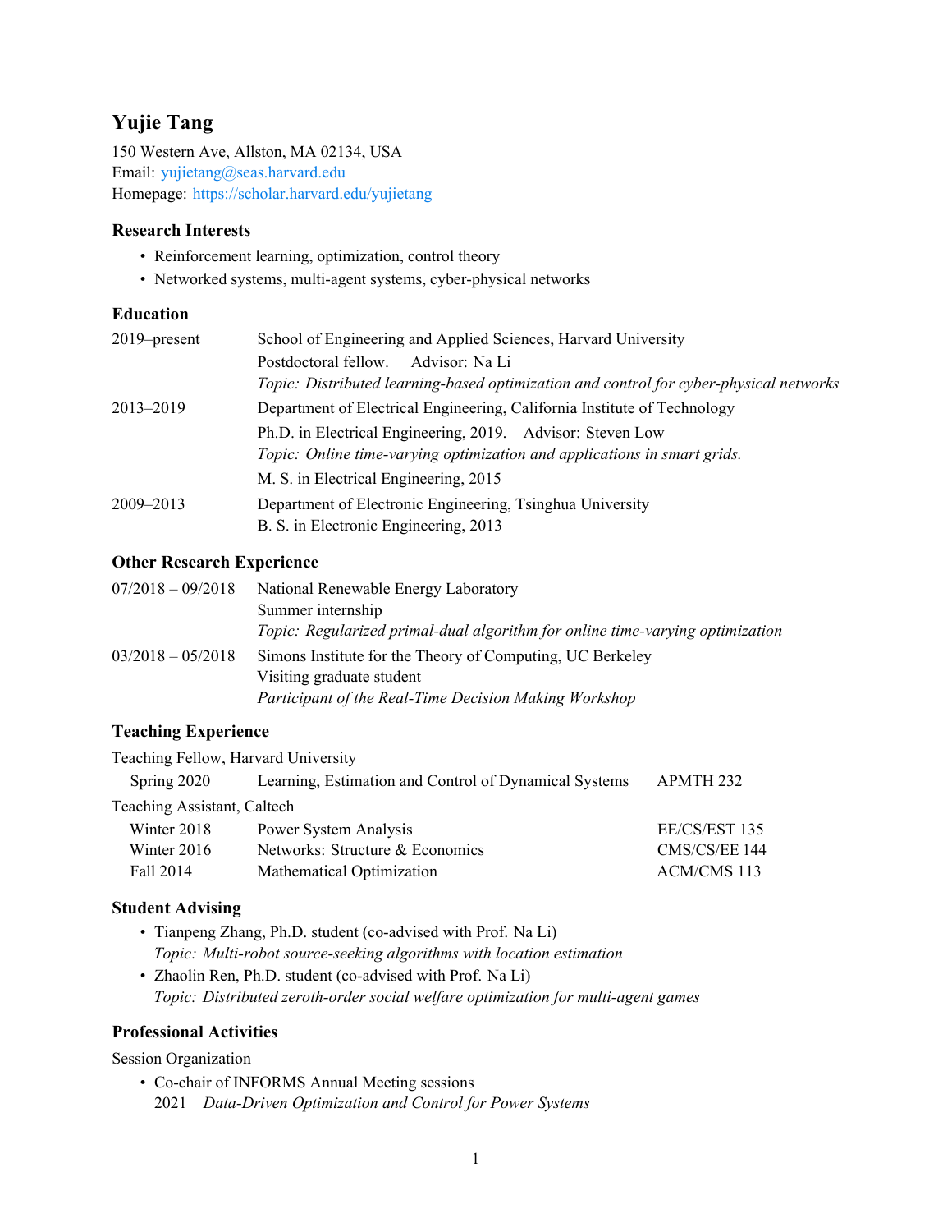# Yujie Tang

150 Western Ave, Allston, MA 02134, USA
Email: yujietang@seas.harvard.edu
Homepage: https://scholar.harvard.edu/yujietang

## Research Interests

- Reinforcement learning, optimization, control theory
- Networked systems, multi-agent systems, cyber-physical networks

## Education

| | |
|---|---|
| 2019–present | School of Engineering and Applied Sciences, Harvard University<br>Postdoctoral fellow. Advisor: Na Li<br>*Topic: Distributed learning-based optimization and control for cyber-physical networks* |
| 2013–2019 | Department of Electrical Engineering, California Institute of Technology<br>Ph.D. in Electrical Engineering, 2019. Advisor: Steven Low<br>*Topic: Online time-varying optimization and applications in smart grids.*<br>M. S. in Electrical Engineering, 2015 |
| 2009–2013 | Department of Electronic Engineering, Tsinghua University<br>B. S. in Electronic Engineering, 2013 |

## Other Research Experience

| | |
|---|---|
| 07/2018 – 09/2018 | National Renewable Energy Laboratory<br>Summer internship<br>*Topic: Regularized primal-dual algorithm for online time-varying optimization* |
| 03/2018 – 05/2018 | Simons Institute for the Theory of Computing, UC Berkeley<br>Visiting graduate student<br>*Participant of the Real-Time Decision Making Workshop* |

## Teaching Experience

Teaching Fellow, Harvard University

| | | |
|---|---|---|
| Spring 2020 | Learning, Estimation and Control of Dynamical Systems | APMTH 232 |

Teaching Assistant, Caltech

| | | |
|---|---|---|
| Winter 2018 | Power System Analysis | EE/CS/EST 135 |
| Winter 2016 | Networks: Structure & Economics | CMS/CS/EE 144 |
| Fall 2014 | Mathematical Optimization | ACM/CMS 113 |

## Student Advising

- Tianpeng Zhang, Ph.D. student (co-advised with Prof. Na Li)
  *Topic: Multi-robot source-seeking algorithms with location estimation*
- Zhaolin Ren, Ph.D. student (co-advised with Prof. Na Li)
  *Topic: Distributed zeroth-order social welfare optimization for multi-agent games*

## Professional Activities

Session Organization

- Co-chair of INFORMS Annual Meeting sessions
  2021 *Data-Driven Optimization and Control for Power Systems*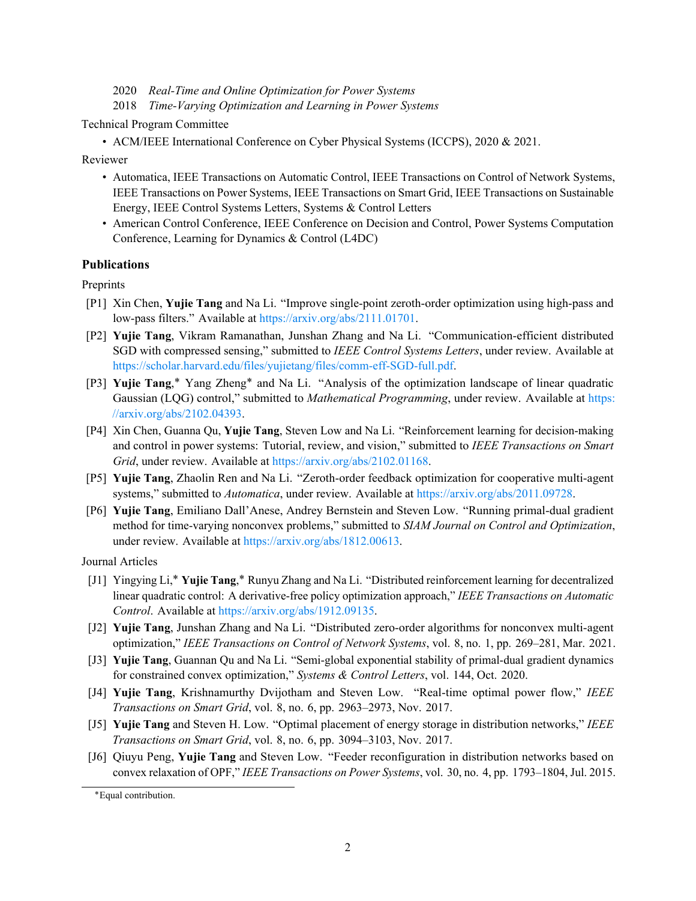2020 *Real-Time and Online Optimization for Power Systems*
2018 *Time-Varying Optimization and Learning in Power Systems*

Technical Program Committee

- ACM/IEEE International Conference on Cyber Physical Systems (ICCPS), 2020 & 2021.

Reviewer

- Automatica, IEEE Transactions on Automatic Control, IEEE Transactions on Control of Network Systems, IEEE Transactions on Power Systems, IEEE Transactions on Smart Grid, IEEE Transactions on Sustainable Energy, IEEE Control Systems Letters, Systems & Control Letters
- American Control Conference, IEEE Conference on Decision and Control, Power Systems Computation Conference, Learning for Dynamics & Control (L4DC)

## Publications

Preprints

- [P1] Xin Chen, **Yujie Tang** and Na Li. "Improve single-point zeroth-order optimization using high-pass and low-pass filters." Available at https://arxiv.org/abs/2111.01701.
- [P2] **Yujie Tang**, Vikram Ramanathan, Junshan Zhang and Na Li. "Communication-efficient distributed SGD with compressed sensing," submitted to *IEEE Control Systems Letters*, under review. Available at https://scholar.harvard.edu/files/yujietang/files/comm-eff-SGD-full.pdf.
- [P3] **Yujie Tang**,* Yang Zheng* and Na Li. "Analysis of the optimization landscape of linear quadratic Gaussian (LQG) control," submitted to *Mathematical Programming*, under review. Available at https://arxiv.org/abs/2102.04393.
- [P4] Xin Chen, Guanna Qu, **Yujie Tang**, Steven Low and Na Li. "Reinforcement learning for decision-making and control in power systems: Tutorial, review, and vision," submitted to *IEEE Transactions on Smart Grid*, under review. Available at https://arxiv.org/abs/2102.01168.
- [P5] **Yujie Tang**, Zhaolin Ren and Na Li. "Zeroth-order feedback optimization for cooperative multi-agent systems," submitted to *Automatica*, under review. Available at https://arxiv.org/abs/2011.09728.
- [P6] **Yujie Tang**, Emiliano Dall'Anese, Andrey Bernstein and Steven Low. "Running primal-dual gradient method for time-varying nonconvex problems," submitted to *SIAM Journal on Control and Optimization*, under review. Available at https://arxiv.org/abs/1812.00613.

Journal Articles

- [J1] Yingying Li,* **Yujie Tang**,* Runyu Zhang and Na Li. "Distributed reinforcement learning for decentralized linear quadratic control: A derivative-free policy optimization approach," *IEEE Transactions on Automatic Control*. Available at https://arxiv.org/abs/1912.09135.
- [J2] **Yujie Tang**, Junshan Zhang and Na Li. "Distributed zero-order algorithms for nonconvex multi-agent optimization," *IEEE Transactions on Control of Network Systems*, vol. 8, no. 1, pp. 269–281, Mar. 2021.
- [J3] **Yujie Tang**, Guannan Qu and Na Li. "Semi-global exponential stability of primal-dual gradient dynamics for constrained convex optimization," *Systems & Control Letters*, vol. 144, Oct. 2020.
- [J4] **Yujie Tang**, Krishnamurthy Dvijotham and Steven Low. "Real-time optimal power flow," *IEEE Transactions on Smart Grid*, vol. 8, no. 6, pp. 2963–2973, Nov. 2017.
- [J5] **Yujie Tang** and Steven H. Low. "Optimal placement of energy storage in distribution networks," *IEEE Transactions on Smart Grid*, vol. 8, no. 6, pp. 3094–3103, Nov. 2017.
- [J6] Qiuyu Peng, **Yujie Tang** and Steven Low. "Feeder reconfiguration in distribution networks based on convex relaxation of OPF," *IEEE Transactions on Power Systems*, vol. 30, no. 4, pp. 1793–1804, Jul. 2015.

*Equal contribution.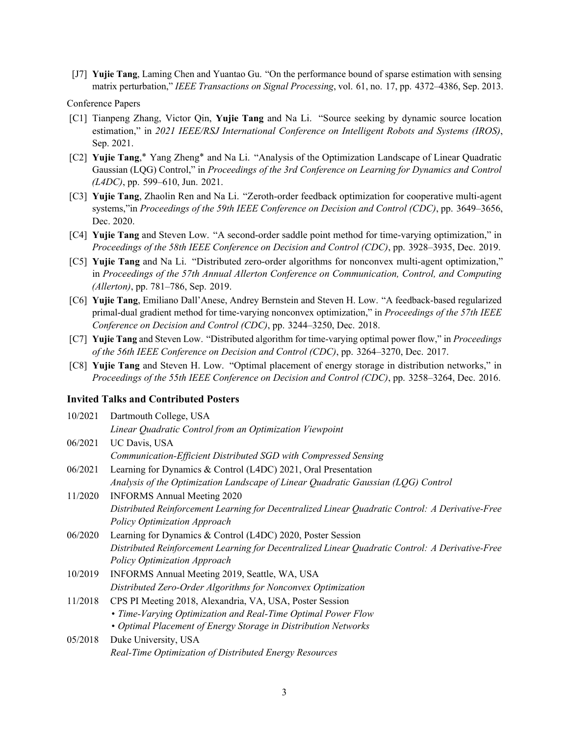[J7] **Yujie Tang**, Laming Chen and Yuantao Gu. "On the performance bound of sparse estimation with sensing matrix perturbation," *IEEE Transactions on Signal Processing*, vol. 61, no. 17, pp. 4372–4386, Sep. 2013.

Conference Papers

[C1] Tianpeng Zhang, Victor Qin, **Yujie Tang** and Na Li. "Source seeking by dynamic source location estimation," in *2021 IEEE/RSJ International Conference on Intelligent Robots and Systems (IROS)*, Sep. 2021.

[C2] **Yujie Tang**,* Yang Zheng* and Na Li. "Analysis of the Optimization Landscape of Linear Quadratic Gaussian (LQG) Control," in *Proceedings of the 3rd Conference on Learning for Dynamics and Control (L4DC)*, pp. 599–610, Jun. 2021.

[C3] **Yujie Tang**, Zhaolin Ren and Na Li. "Zeroth-order feedback optimization for cooperative multi-agent systems,"in *Proceedings of the 59th IEEE Conference on Decision and Control (CDC)*, pp. 3649–3656, Dec. 2020.

[C4] **Yujie Tang** and Steven Low. "A second-order saddle point method for time-varying optimization," in *Proceedings of the 58th IEEE Conference on Decision and Control (CDC)*, pp. 3928–3935, Dec. 2019.

[C5] **Yujie Tang** and Na Li. "Distributed zero-order algorithms for nonconvex multi-agent optimization," in *Proceedings of the 57th Annual Allerton Conference on Communication, Control, and Computing (Allerton)*, pp. 781–786, Sep. 2019.

[C6] **Yujie Tang**, Emiliano Dall'Anese, Andrey Bernstein and Steven H. Low. "A feedback-based regularized primal-dual gradient method for time-varying nonconvex optimization," in *Proceedings of the 57th IEEE Conference on Decision and Control (CDC)*, pp. 3244–3250, Dec. 2018.

[C7] **Yujie Tang** and Steven Low. "Distributed algorithm for time-varying optimal power flow," in *Proceedings of the 56th IEEE Conference on Decision and Control (CDC)*, pp. 3264–3270, Dec. 2017.

[C8] **Yujie Tang** and Steven H. Low. "Optimal placement of energy storage in distribution networks," in *Proceedings of the 55th IEEE Conference on Decision and Control (CDC)*, pp. 3258–3264, Dec. 2016.

### Invited Talks and Contributed Posters

10/2021 Dartmouth College, USA
*Linear Quadratic Control from an Optimization Viewpoint*

06/2021 UC Davis, USA
*Communication-Efficient Distributed SGD with Compressed Sensing*

06/2021 Learning for Dynamics & Control (L4DC) 2021, Oral Presentation
*Analysis of the Optimization Landscape of Linear Quadratic Gaussian (LQG) Control*

11/2020 INFORMS Annual Meeting 2020
*Distributed Reinforcement Learning for Decentralized Linear Quadratic Control: A Derivative-Free Policy Optimization Approach*

06/2020 Learning for Dynamics & Control (L4DC) 2020, Poster Session
*Distributed Reinforcement Learning for Decentralized Linear Quadratic Control: A Derivative-Free Policy Optimization Approach*

10/2019 INFORMS Annual Meeting 2019, Seattle, WA, USA
*Distributed Zero-Order Algorithms for Nonconvex Optimization*

11/2018 CPS PI Meeting 2018, Alexandria, VA, USA, Poster Session
- *Time-Varying Optimization and Real-Time Optimal Power Flow*
- *Optimal Placement of Energy Storage in Distribution Networks*

05/2018 Duke University, USA
*Real-Time Optimization of Distributed Energy Resources*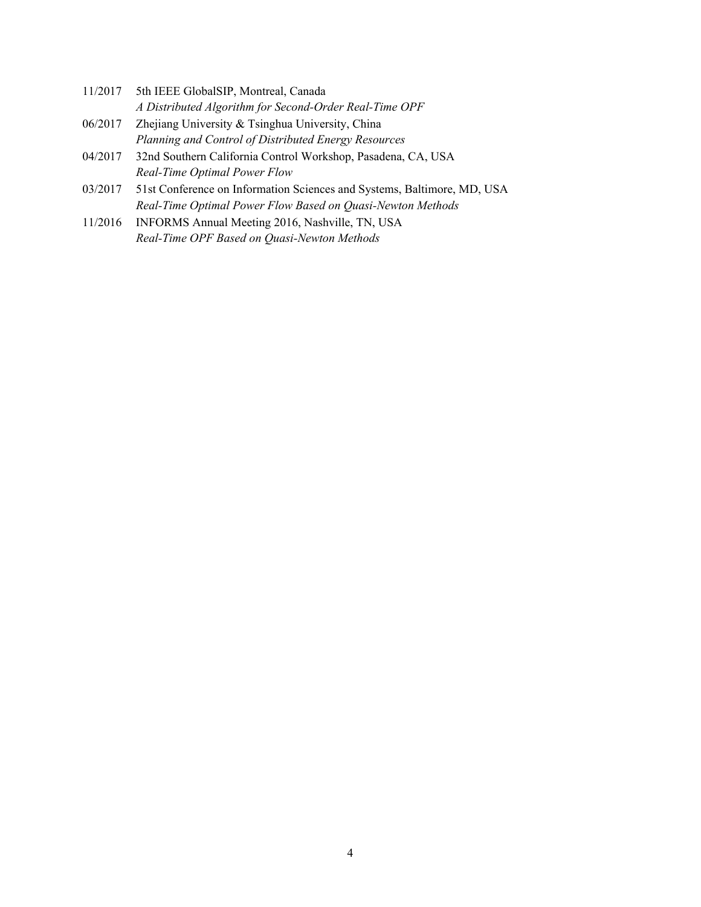11/2017 5th IEEE GlobalSIP, Montreal, Canada
*A Distributed Algorithm for Second-Order Real-Time OPF*

06/2017 Zhejiang University & Tsinghua University, China
*Planning and Control of Distributed Energy Resources*

04/2017 32nd Southern California Control Workshop, Pasadena, CA, USA
*Real-Time Optimal Power Flow*

03/2017 51st Conference on Information Sciences and Systems, Baltimore, MD, USA
*Real-Time Optimal Power Flow Based on Quasi-Newton Methods*

11/2016 INFORMS Annual Meeting 2016, Nashville, TN, USA
*Real-Time OPF Based on Quasi-Newton Methods*